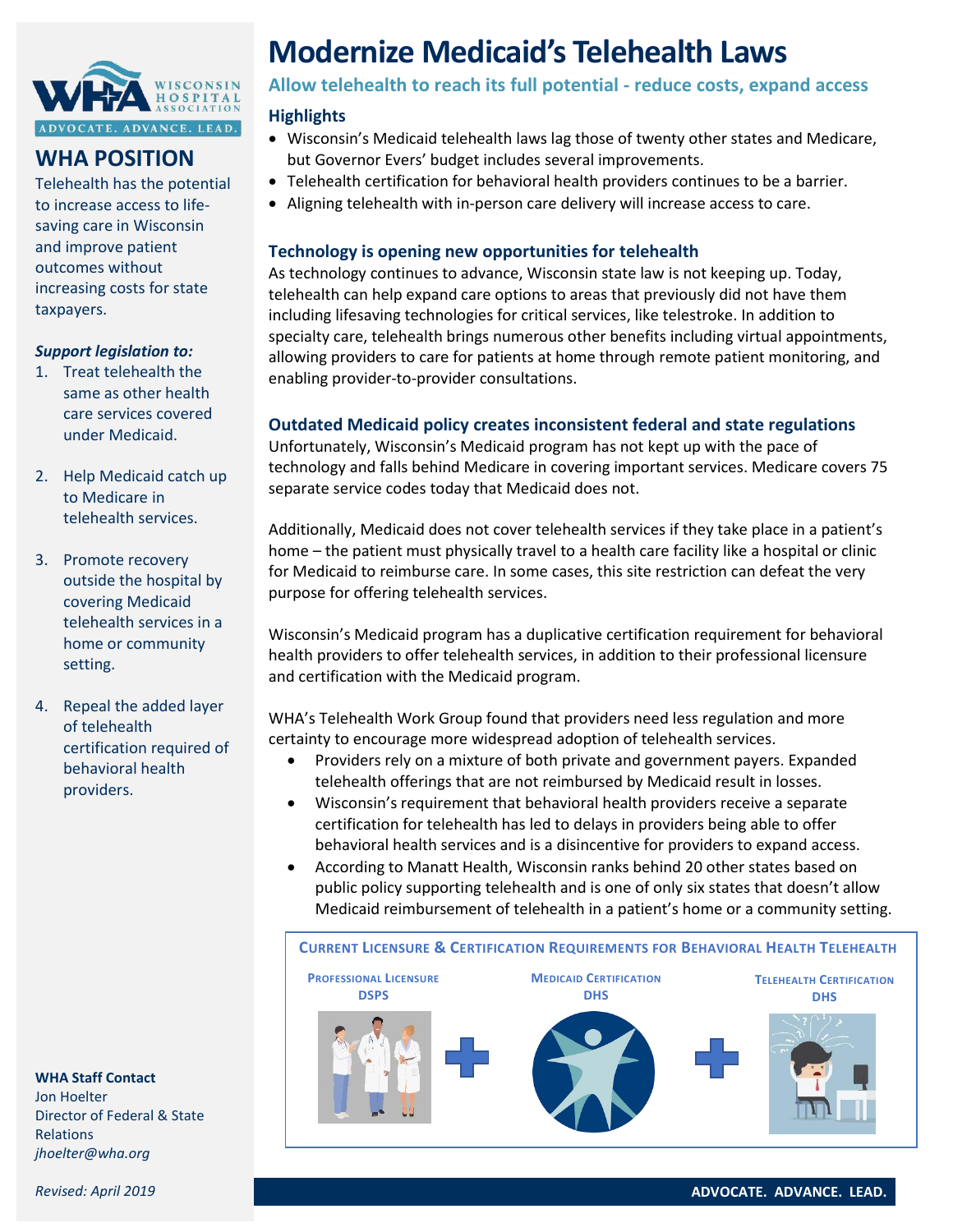# Modernize Medicaid's Telehealth Laws

## Allow telehealth to reach its full potential - reduce costs, expand access

### Highlights

- Wisconsin's Medicaid telehealth laws lag those of twenty other states and Medicare, but Governor Evers' budget includes several improvements.
- Telehealth certification for behavioral health providers continues to be a barrier.
- Aligning telehealth with in-person care delivery will increase access to care.

### Technology is opening new opportunities for telehealth

As technology continues to advance, Wisconsin state law is not keeping up. Today, telehealth can help expand care options to areas that previously did not have them including lifesaving technologies for critical services, like telestroke. In addition to specialty care, telehealth brings numerous other benefits including virtual appointments, allowing providers to care for patients at home through remote patient monitoring, and enabling provider-to-provider consultations.

### Outdated Medicaid policy creates inconsistent federal and state regulations

Unfortunately, Wisconsin's Medicaid program has not kept up with the pace of technology and falls behind Medicare in covering important services. Medicare covers 75 separate service codes today that Medicaid does not.

Additionally, Medicaid does not cover telehealth services if they take place in a patient's home – the patient must physically travel to a health care facility like a hospital or clinic for Medicaid to reimburse care. In some cases, this site restriction can defeat the very purpose for offering telehealth services.

Wisconsin's Medicaid program has a duplicative certification requirement for behavioral health providers to offer telehealth services, in addition to their professional licensure and certification with the Medicaid program.

WHA's Telehealth Work Group found that providers need less regulation and more certainty to encourage more widespread adoption of telehealth services.

- Providers rely on a mixture of both private and government payers. Expanded telehealth offerings that are not reimbursed by Medicaid result in losses.
- Wisconsin's requirement that behavioral health providers receive a separate certification for telehealth has led to delays in providers being able to offer behavioral health services and is a disincentive for providers to expand access.
- According to Manatt Health, Wisconsin ranks behind 20 other states based on public policy supporting telehealth and is one of only six states that doesn't allow Medicaid reimbursement of telehealth in a patient's home or a community setting.

**Current Licensure & Certification Requirements for Behavioral Health Telehealth**

**Professional Licensure** DSPS + **Medicaid Certification** DHS + **Telehealth Certification** DHS

## WHA POSITION

Telehealth has the potential to increase access to life-saving care in Wisconsin and improve patient outcomes without increasing costs for state taxpayers.

***Support legislation to:***

1. Treat telehealth the same as other health care services covered under Medicaid.
2. Help Medicaid catch up to Medicare in telehealth services.
3. Promote recovery outside the hospital by covering Medicaid telehealth services in a home or community setting.
4. Repeal the added layer of telehealth certification required of behavioral health providers.

**WHA Staff Contact**
Jon Hoelter
Director of Federal & State Relations
*jhoelter@wha.org*

*Revised: April 2019*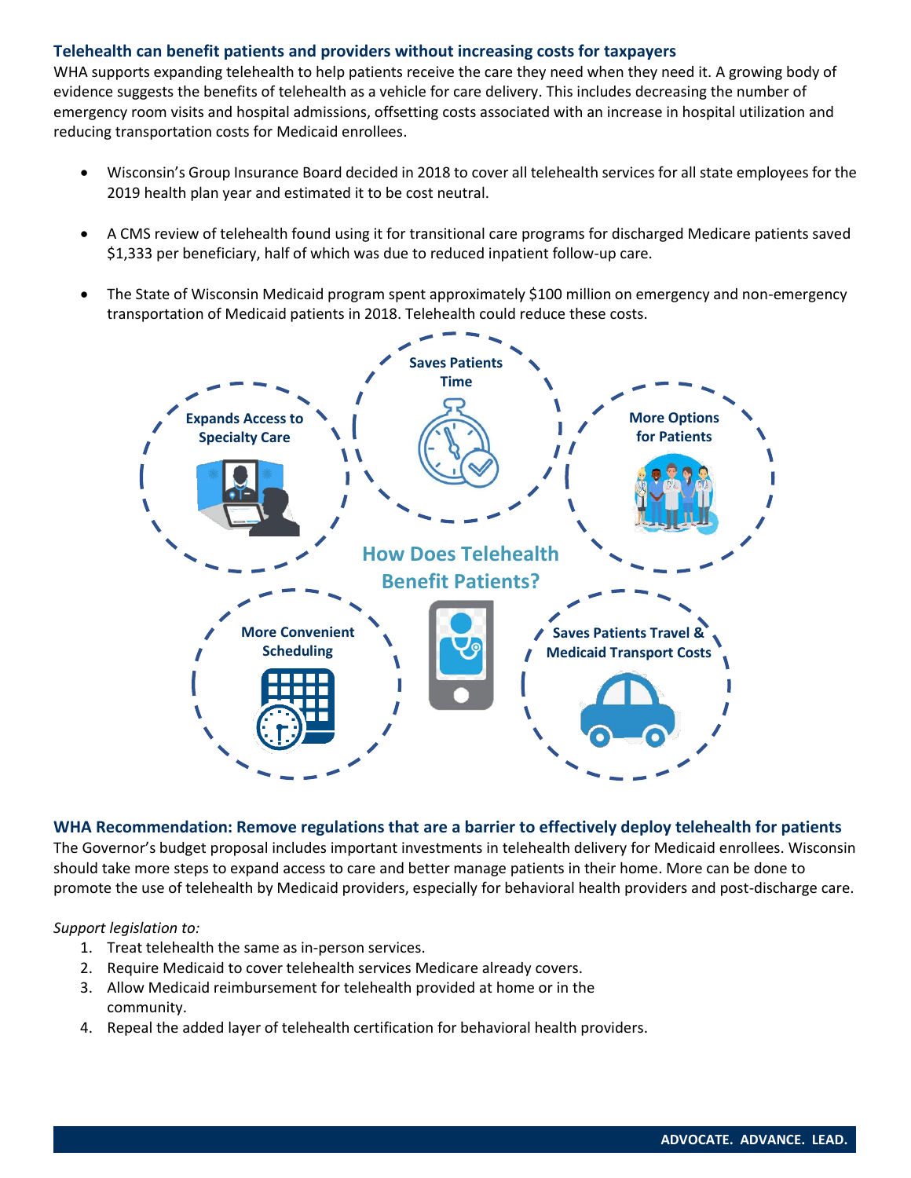## Telehealth can benefit patients and providers without increasing costs for taxpayers

WHA supports expanding telehealth to help patients receive the care they need when they need it. A growing body of evidence suggests the benefits of telehealth as a vehicle for care delivery. This includes decreasing the number of emergency room visits and hospital admissions, offsetting costs associated with an increase in hospital utilization and reducing transportation costs for Medicaid enrollees.

- Wisconsin's Group Insurance Board decided in 2018 to cover all telehealth services for all state employees for the 2019 health plan year and estimated it to be cost neutral.
- A CMS review of telehealth found using it for transitional care programs for discharged Medicare patients saved $1,333 per beneficiary, half of which was due to reduced inpatient follow-up care.
- The State of Wisconsin Medicaid program spent approximately $100 million on emergency and non-emergency transportation of Medicaid patients in 2018. Telehealth could reduce these costs.

How Does Telehealth Benefit Patients?

Expands Access to Specialty Care

Saves Patients Time

More Options for Patients

More Convenient Scheduling

Saves Patients Travel & Medicaid Transport Costs

## WHA Recommendation: Remove regulations that are a barrier to effectively deploy telehealth for patients

The Governor's budget proposal includes important investments in telehealth delivery for Medicaid enrollees. Wisconsin should take more steps to expand access to care and better manage patients in their home. More can be done to promote the use of telehealth by Medicaid providers, especially for behavioral health providers and post-discharge care.

*Support legislation to:*

1. Treat telehealth the same as in-person services.
2. Require Medicaid to cover telehealth services Medicare already covers.
3. Allow Medicaid reimbursement for telehealth provided at home or in the community.
4. Repeal the added layer of telehealth certification for behavioral health providers.

ADVOCATE. ADVANCE. LEAD.